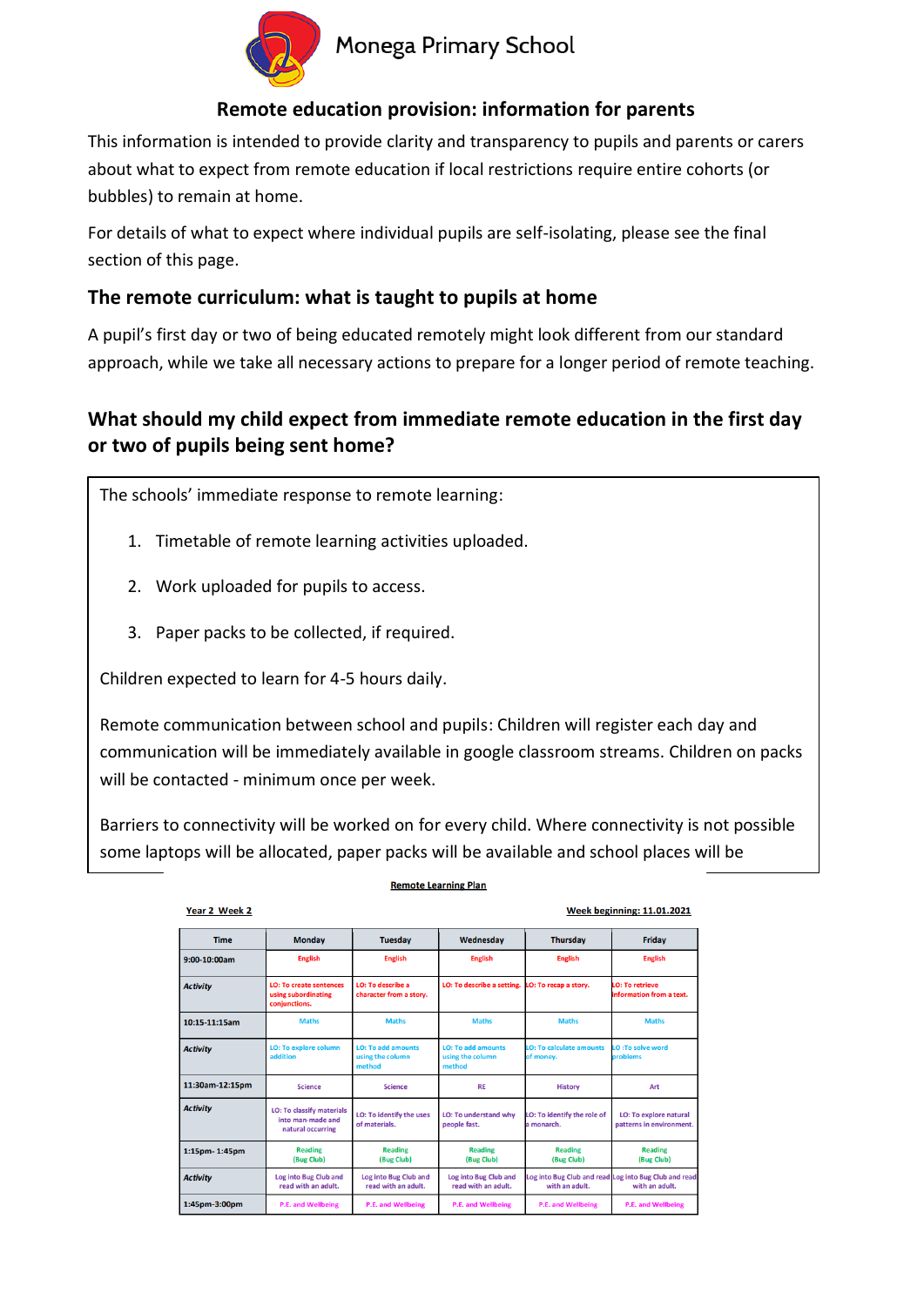# Monega Primary School

## Remote education provision: information for parents

This information is intended to provide clarity and transparency to pupils and parents or carers about what to expect from remote education if local restrictions require entire cohorts (or bubbles) to remain at home.

For details of what to expect where individual pupils are self-isolating, please see the final section of this page.

## The remote curriculum: what is taught to pupils at home

A pupil's first day or two of being educated remotely might look different from our standard approach, while we take all necessary actions to prepare for a longer period of remote teaching.

### What should my child expect from immediate remote education in the first day or two of pupils being sent home?

The schools' immediate response to remote learning:

1. Timetable of remote learning activities uploaded.
2. Work uploaded for pupils to access.
3. Paper packs to be collected, if required.

Children expected to learn for 4-5 hours daily.

Remote communication between school and pupils: Children will register each day and communication will be immediately available in google classroom streams. Children on packs will be contacted - minimum once per week.

Barriers to connectivity will be worked on for every child. Where connectivity is not possible some laptops will be allocated, paper packs will be available and school places will be

**Remote Learning Plan**

**Year 2 Week 2** | **Week beginning: 11.01.2021**

| Time | Monday | Tuesday | Wednesday | Thursday | Friday |
|---|---|---|---|---|---|
| 9:00-10:00am | English | English | English | English | English |
| *Activity* | LO: To create sentences using subordinating conjunctions. | LO: To describe a character from a story. | LO: To describe a setting. | LO: To recap a story. | LO: To retrieve information from a text. |
| 10:15-11:15am | Maths | Maths | Maths | Maths | Maths |
| *Activity* | LO: To explore column addition | LO: To add amounts using the column method | LO: To add amounts using the column method | LO: To calculate amounts of money. | LO :To solve word problems |
| 11:30am-12:15pm | Science | Science | RE | History | Art |
| *Activity* | LO: To classify materials into man-made and natural occurring | LO: To identify the uses of materials. | LO: To understand why people fast. | LO: To identify the role of a monarch. | LO: To explore natural patterns in environment. |
| 1:15pm- 1:45pm | Reading (Bug Club) | Reading (Bug Club) | Reading (Bug Club) | Reading (Bug Club) | Reading (Bug Club) |
| *Activity* | Log into Bug Club and read with an adult. | Log into Bug Club and read with an adult. | Log into Bug Club and read with an adult. | Log into Bug Club and read with an adult. | Log into Bug Club and read with an adult. |
| 1:45pm-3:00pm | P.E. and Wellbeing | P.E. and Wellbeing | P.E. and Wellbeing | P.E. and Wellbeing | P.E. and Wellbeing |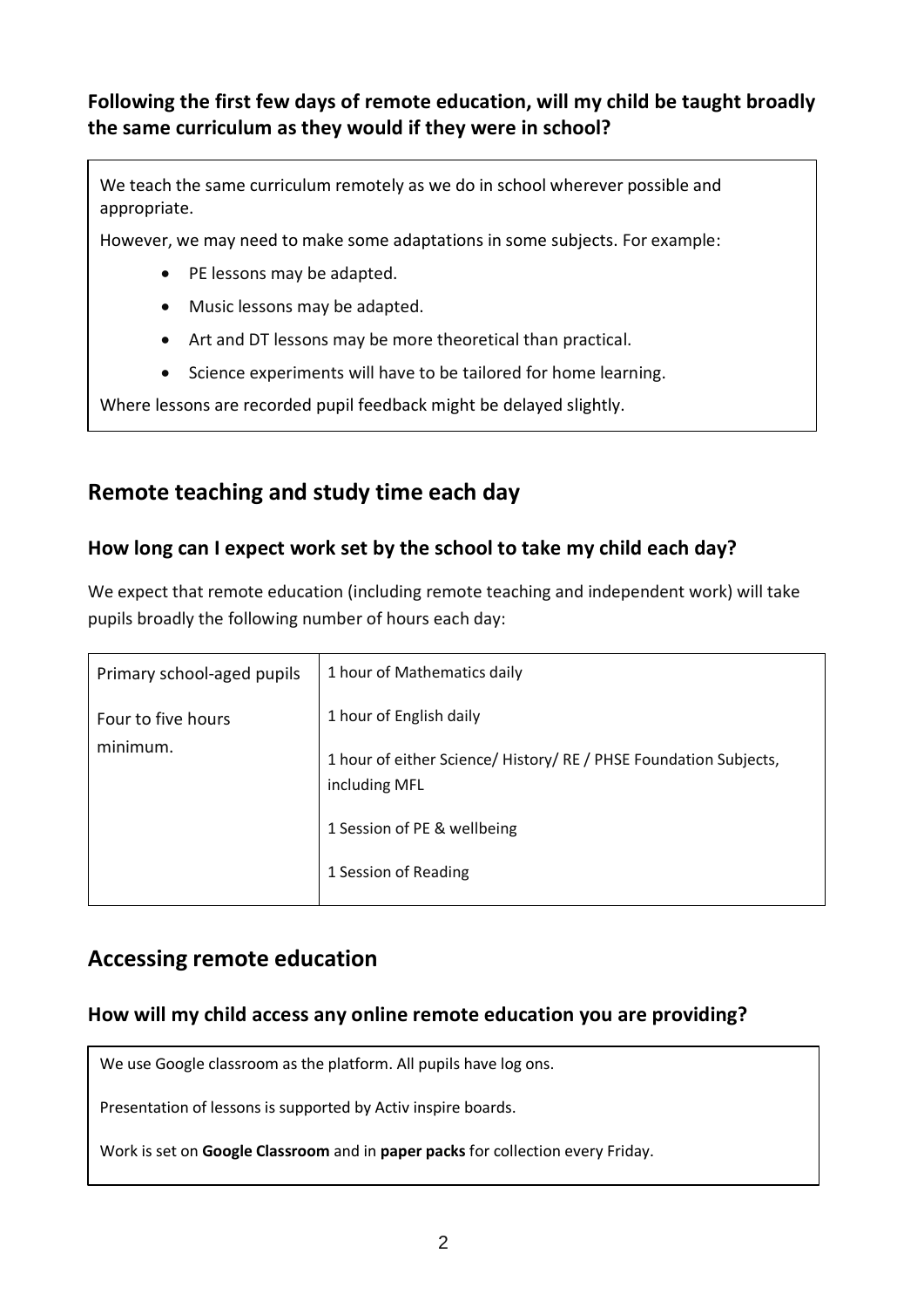### Following the first few days of remote education, will my child be taught broadly the same curriculum as they would if they were in school?

We teach the same curriculum remotely as we do in school wherever possible and appropriate.

However, we may need to make some adaptations in some subjects. For example:

- PE lessons may be adapted.
- Music lessons may be adapted.
- Art and DT lessons may be more theoretical than practical.
- Science experiments will have to be tailored for home learning.

Where lessons are recorded pupil feedback might be delayed slightly.

## Remote teaching and study time each day

### How long can I expect work set by the school to take my child each day?

We expect that remote education (including remote teaching and independent work) will take pupils broadly the following number of hours each day:

| Primary school-aged pupils<br><br>Four to five hours minimum. | 1 hour of Mathematics daily<br><br>1 hour of English daily<br><br>1 hour of either Science/ History/ RE / PHSE Foundation Subjects, including MFL<br><br>1 Session of PE & wellbeing<br><br>1 Session of Reading |
|---|---|

## Accessing remote education

### How will my child access any online remote education you are providing?

We use Google classroom as the platform. All pupils have log ons.

Presentation of lessons is supported by Activ inspire boards.

Work is set on **Google Classroom** and in **paper packs** for collection every Friday.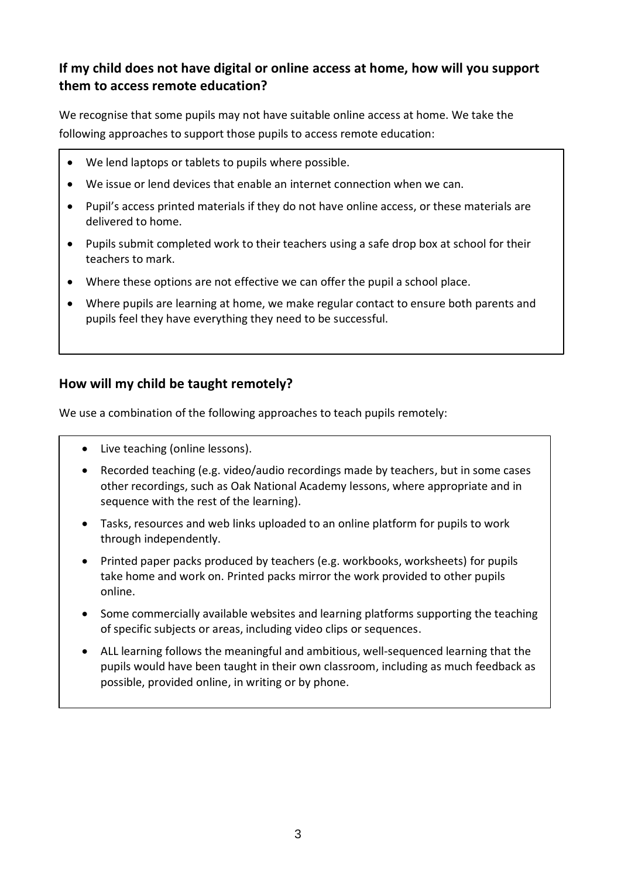### If my child does not have digital or online access at home, how will you support them to access remote education?

We recognise that some pupils may not have suitable online access at home. We take the following approaches to support those pupils to access remote education:

- We lend laptops or tablets to pupils where possible.
- We issue or lend devices that enable an internet connection when we can.
- Pupil's access printed materials if they do not have online access, or these materials are delivered to home.
- Pupils submit completed work to their teachers using a safe drop box at school for their teachers to mark.
- Where these options are not effective we can offer the pupil a school place.
- Where pupils are learning at home, we make regular contact to ensure both parents and pupils feel they have everything they need to be successful.

### How will my child be taught remotely?

We use a combination of the following approaches to teach pupils remotely:

- Live teaching (online lessons).
- Recorded teaching (e.g. video/audio recordings made by teachers, but in some cases other recordings, such as Oak National Academy lessons, where appropriate and in sequence with the rest of the learning).
- Tasks, resources and web links uploaded to an online platform for pupils to work through independently.
- Printed paper packs produced by teachers (e.g. workbooks, worksheets) for pupils take home and work on. Printed packs mirror the work provided to other pupils online.
- Some commercially available websites and learning platforms supporting the teaching of specific subjects or areas, including video clips or sequences.
- ALL learning follows the meaningful and ambitious, well-sequenced learning that the pupils would have been taught in their own classroom, including as much feedback as possible, provided online, in writing or by phone.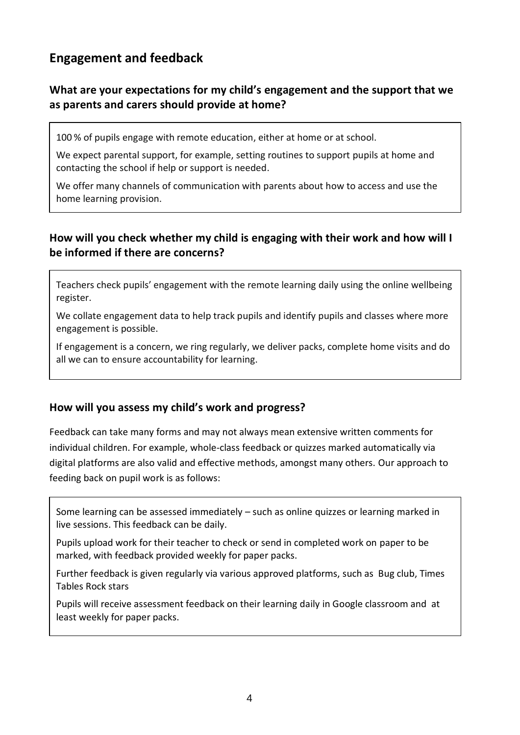## Engagement and feedback

### What are your expectations for my child's engagement and the support that we as parents and carers should provide at home?

100 % of pupils engage with remote education, either at home or at school.

We expect parental support, for example, setting routines to support pupils at home and contacting the school if help or support is needed.

We offer many channels of communication with parents about how to access and use the home learning provision.

### How will you check whether my child is engaging with their work and how will I be informed if there are concerns?

Teachers check pupils' engagement with the remote learning daily using the online wellbeing register.

We collate engagement data to help track pupils and identify pupils and classes where more engagement is possible.

If engagement is a concern, we ring regularly, we deliver packs, complete home visits and do all we can to ensure accountability for learning.

### How will you assess my child's work and progress?

Feedback can take many forms and may not always mean extensive written comments for individual children. For example, whole-class feedback or quizzes marked automatically via digital platforms are also valid and effective methods, amongst many others. Our approach to feeding back on pupil work is as follows:

Some learning can be assessed immediately – such as online quizzes or learning marked in live sessions. This feedback can be daily.

Pupils upload work for their teacher to check or send in completed work on paper to be marked, with feedback provided weekly for paper packs.

Further feedback is given regularly via various approved platforms, such as Bug club, Times Tables Rock stars

Pupils will receive assessment feedback on their learning daily in Google classroom and at least weekly for paper packs.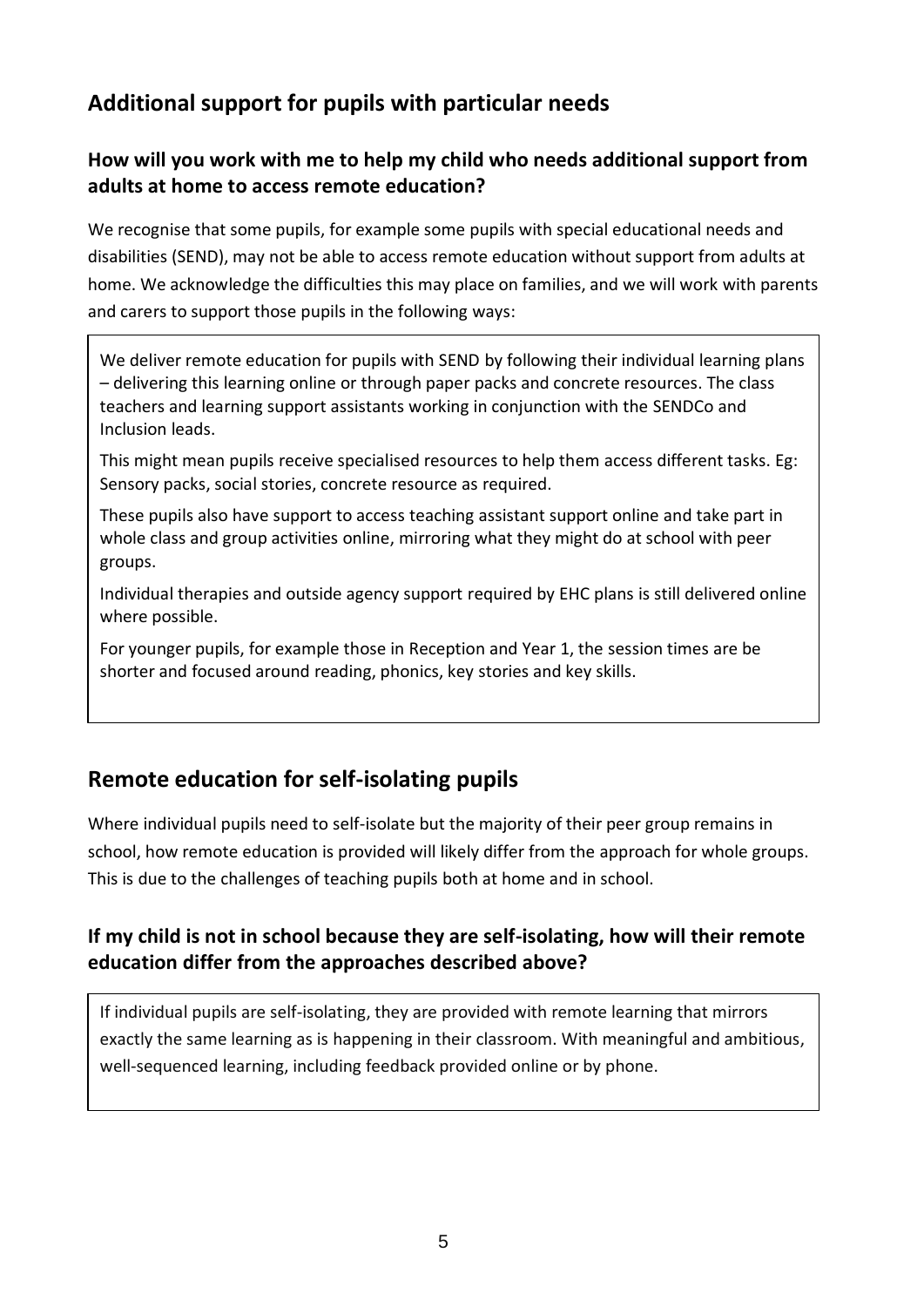## Additional support for pupils with particular needs

### How will you work with me to help my child who needs additional support from adults at home to access remote education?

We recognise that some pupils, for example some pupils with special educational needs and disabilities (SEND), may not be able to access remote education without support from adults at home. We acknowledge the difficulties this may place on families, and we will work with parents and carers to support those pupils in the following ways:

We deliver remote education for pupils with SEND by following their individual learning plans – delivering this learning online or through paper packs and concrete resources. The class teachers and learning support assistants working in conjunction with the SENDCo and Inclusion leads.

This might mean pupils receive specialised resources to help them access different tasks. Eg: Sensory packs, social stories, concrete resource as required.

These pupils also have support to access teaching assistant support online and take part in whole class and group activities online, mirroring what they might do at school with peer groups.

Individual therapies and outside agency support required by EHC plans is still delivered online where possible.

For younger pupils, for example those in Reception and Year 1, the session times are be shorter and focused around reading, phonics, key stories and key skills.

## Remote education for self-isolating pupils

Where individual pupils need to self-isolate but the majority of their peer group remains in school, how remote education is provided will likely differ from the approach for whole groups. This is due to the challenges of teaching pupils both at home and in school.

### If my child is not in school because they are self-isolating, how will their remote education differ from the approaches described above?

If individual pupils are self-isolating, they are provided with remote learning that mirrors exactly the same learning as is happening in their classroom. With meaningful and ambitious, well-sequenced learning, including feedback provided online or by phone.